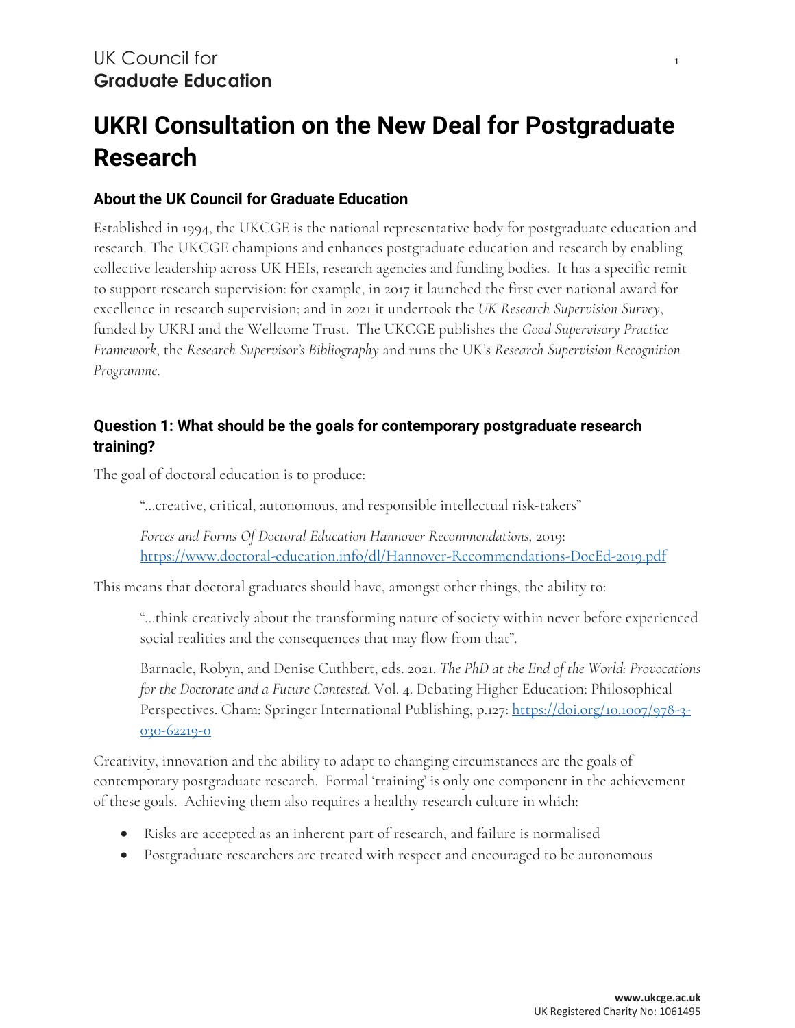UK Council for
**Graduate Education**

# UKRI Consultation on the New Deal for Postgraduate Research

## About the UK Council for Graduate Education

Established in 1994, the UKCGE is the national representative body for postgraduate education and research. The UKCGE champions and enhances postgraduate education and research by enabling collective leadership across UK HEIs, research agencies and funding bodies. It has a specific remit to support research supervision: for example, in 2017 it launched the first ever national award for excellence in research supervision; and in 2021 it undertook the *UK Research Supervision Survey*, funded by UKRI and the Wellcome Trust. The UKCGE publishes the *Good Supervisory Practice Framework*, the *Research Supervisor's Bibliography* and runs the UK's *Research Supervision Recognition Programme*.

## Question 1: What should be the goals for contemporary postgraduate research training?

The goal of doctoral education is to produce:

> "…creative, critical, autonomous, and responsible intellectual risk-takers"
>
> *Forces and Forms Of Doctoral Education Hannover Recommendations*, 2019: https://www.doctoral-education.info/dl/Hannover-Recommendations-DocEd-2019.pdf

This means that doctoral graduates should have, amongst other things, the ability to:

> "…think creatively about the transforming nature of society within never before experienced social realities and the consequences that may flow from that".
>
> Barnacle, Robyn, and Denise Cuthbert, eds. 2021. *The PhD at the End of the World: Provocations for the Doctorate and a Future Contested*. Vol. 4. Debating Higher Education: Philosophical Perspectives. Cham: Springer International Publishing, p.127: https://doi.org/10.1007/978-3-030-62219-0

Creativity, innovation and the ability to adapt to changing circumstances are the goals of contemporary postgraduate research. Formal 'training' is only one component in the achievement of these goals. Achieving them also requires a healthy research culture in which:

- Risks are accepted as an inherent part of research, and failure is normalised
- Postgraduate researchers are treated with respect and encouraged to be autonomous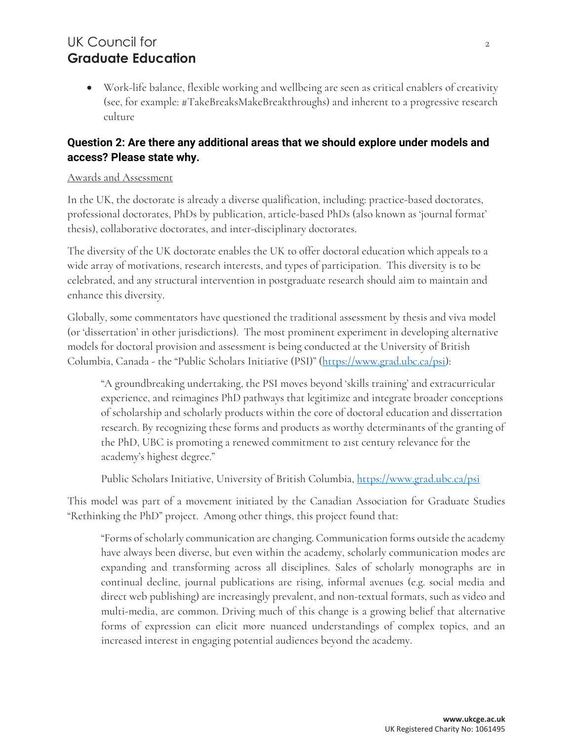- Work-life balance, flexible working and wellbeing are seen as critical enablers of creativity (see, for example: #TakeBreaksMakeBreakthroughs) and inherent to a progressive research culture

### Question 2: Are there any additional areas that we should explore under models and access? Please state why.

Awards and Assessment

In the UK, the doctorate is already a diverse qualification, including: practice-based doctorates, professional doctorates, PhDs by publication, article-based PhDs (also known as 'journal format' thesis), collaborative doctorates, and inter-disciplinary doctorates.

The diversity of the UK doctorate enables the UK to offer doctoral education which appeals to a wide array of motivations, research interests, and types of participation. This diversity is to be celebrated, and any structural intervention in postgraduate research should aim to maintain and enhance this diversity.

Globally, some commentators have questioned the traditional assessment by thesis and viva model (or 'dissertation' in other jurisdictions). The most prominent experiment in developing alternative models for doctoral provision and assessment is being conducted at the University of British Columbia, Canada - the "Public Scholars Initiative (PSI)" (https://www.grad.ubc.ca/psi):

> "A groundbreaking undertaking, the PSI moves beyond 'skills training' and extracurricular experience, and reimagines PhD pathways that legitimize and integrate broader conceptions of scholarship and scholarly products within the core of doctoral education and dissertation research. By recognizing these forms and products as worthy determinants of the granting of the PhD, UBC is promoting a renewed commitment to 21st century relevance for the academy's highest degree."
>
> Public Scholars Initiative, University of British Columbia, https://www.grad.ubc.ca/psi

This model was part of a movement initiated by the Canadian Association for Graduate Studies "Rethinking the PhD" project. Among other things, this project found that:

> "Forms of scholarly communication are changing. Communication forms outside the academy have always been diverse, but even within the academy, scholarly communication modes are expanding and transforming across all disciplines. Sales of scholarly monographs are in continual decline, journal publications are rising, informal avenues (e.g. social media and direct web publishing) are increasingly prevalent, and non-textual formats, such as video and multi-media, are common. Driving much of this change is a growing belief that alternative forms of expression can elicit more nuanced understandings of complex topics, and an increased interest in engaging potential audiences beyond the academy.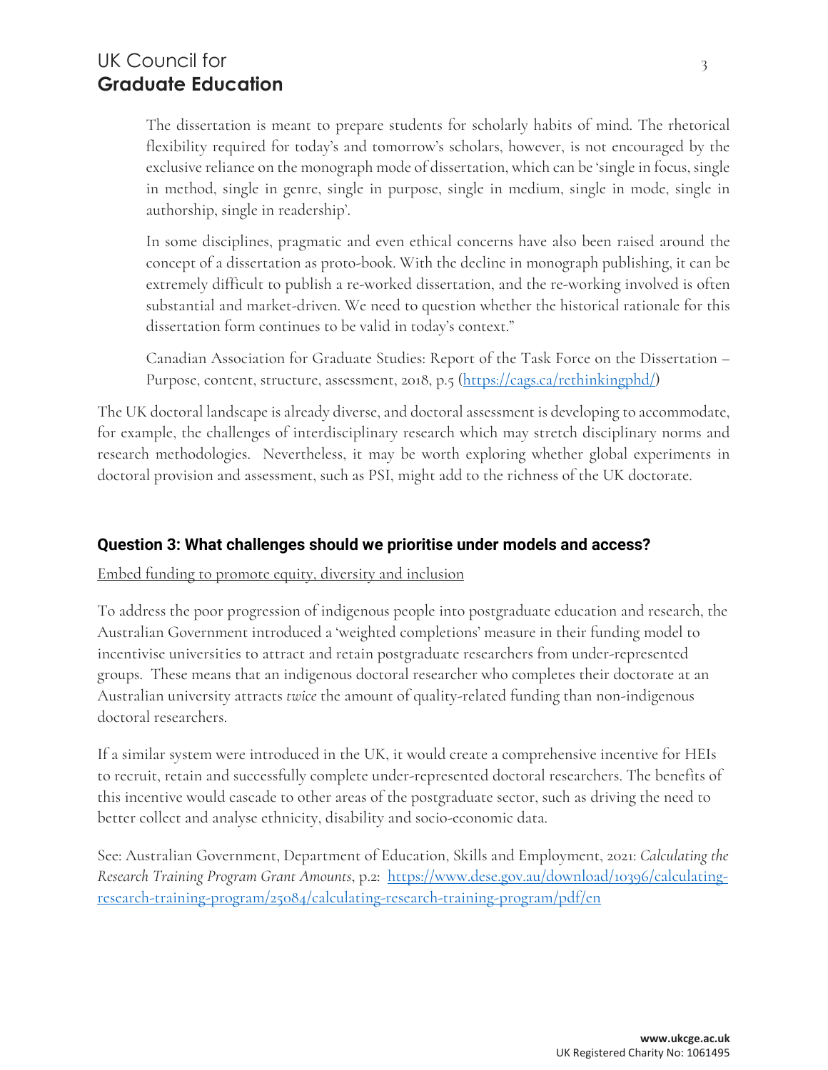> The dissertation is meant to prepare students for scholarly habits of mind. The rhetorical flexibility required for today's and tomorrow's scholars, however, is not encouraged by the exclusive reliance on the monograph mode of dissertation, which can be 'single in focus, single in method, single in genre, single in purpose, single in medium, single in mode, single in authorship, single in readership'.
>
> In some disciplines, pragmatic and even ethical concerns have also been raised around the concept of a dissertation as proto-book. With the decline in monograph publishing, it can be extremely difficult to publish a re-worked dissertation, and the re-working involved is often substantial and market-driven. We need to question whether the historical rationale for this dissertation form continues to be valid in today's context."
>
> Canadian Association for Graduate Studies: Report of the Task Force on the Dissertation – Purpose, content, structure, assessment, 2018, p.5 ([https://cags.ca/rethinkingphd/](https://cags.ca/rethinkingphd/))

The UK doctoral landscape is already diverse, and doctoral assessment is developing to accommodate, for example, the challenges of interdisciplinary research which may stretch disciplinary norms and research methodologies. Nevertheless, it may be worth exploring whether global experiments in doctoral provision and assessment, such as PSI, might add to the richness of the UK doctorate.

### Question 3: What challenges should we prioritise under models and access?

<u>Embed funding to promote equity, diversity and inclusion</u>

To address the poor progression of indigenous people into postgraduate education and research, the Australian Government introduced a 'weighted completions' measure in their funding model to incentivise universities to attract and retain postgraduate researchers from under-represented groups. These means that an indigenous doctoral researcher who completes their doctorate at an Australian university attracts *twice* the amount of quality-related funding than non-indigenous doctoral researchers.

If a similar system were introduced in the UK, it would create a comprehensive incentive for HEIs to recruit, retain and successfully complete under-represented doctoral researchers. The benefits of this incentive would cascade to other areas of the postgraduate sector, such as driving the need to better collect and analyse ethnicity, disability and socio-economic data.

See: Australian Government, Department of Education, Skills and Employment, 2021: *Calculating the Research Training Program Grant Amounts*, p.2: [https://www.dese.gov.au/download/10396/calculating-research-training-program/25084/calculating-research-training-program/pdf/en](https://www.dese.gov.au/download/10396/calculating-research-training-program/25084/calculating-research-training-program/pdf/en)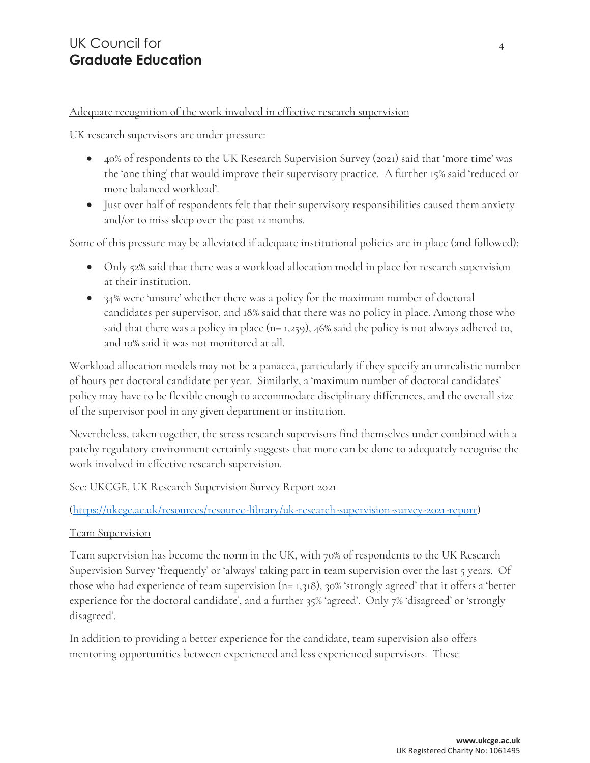Adequate recognition of the work involved in effective research supervision

UK research supervisors are under pressure:

- 40% of respondents to the UK Research Supervision Survey (2021) said that 'more time' was the 'one thing' that would improve their supervisory practice. A further 15% said 'reduced or more balanced workload'.
- Just over half of respondents felt that their supervisory responsibilities caused them anxiety and/or to miss sleep over the past 12 months.

Some of this pressure may be alleviated if adequate institutional policies are in place (and followed):

- Only 52% said that there was a workload allocation model in place for research supervision at their institution.
- 34% were 'unsure' whether there was a policy for the maximum number of doctoral candidates per supervisor, and 18% said that there was no policy in place. Among those who said that there was a policy in place (n= 1,259), 46% said the policy is not always adhered to, and 10% said it was not monitored at all.

Workload allocation models may not be a panacea, particularly if they specify an unrealistic number of hours per doctoral candidate per year. Similarly, a 'maximum number of doctoral candidates' policy may have to be flexible enough to accommodate disciplinary differences, and the overall size of the supervisor pool in any given department or institution.

Nevertheless, taken together, the stress research supervisors find themselves under combined with a patchy regulatory environment certainly suggests that more can be done to adequately recognise the work involved in effective research supervision.

See: UKCGE, UK Research Supervision Survey Report 2021

([https://ukcge.ac.uk/resources/resource-library/uk-research-supervision-survey-2021-report](https://ukcge.ac.uk/resources/resource-library/uk-research-supervision-survey-2021-report))

Team Supervision

Team supervision has become the norm in the UK, with 70% of respondents to the UK Research Supervision Survey 'frequently' or 'always' taking part in team supervision over the last 5 years. Of those who had experience of team supervision (n= 1,318), 30% 'strongly agreed' that it offers a 'better experience for the doctoral candidate', and a further 35% 'agreed'. Only 7% 'disagreed' or 'strongly disagreed'.

In addition to providing a better experience for the candidate, team supervision also offers mentoring opportunities between experienced and less experienced supervisors. These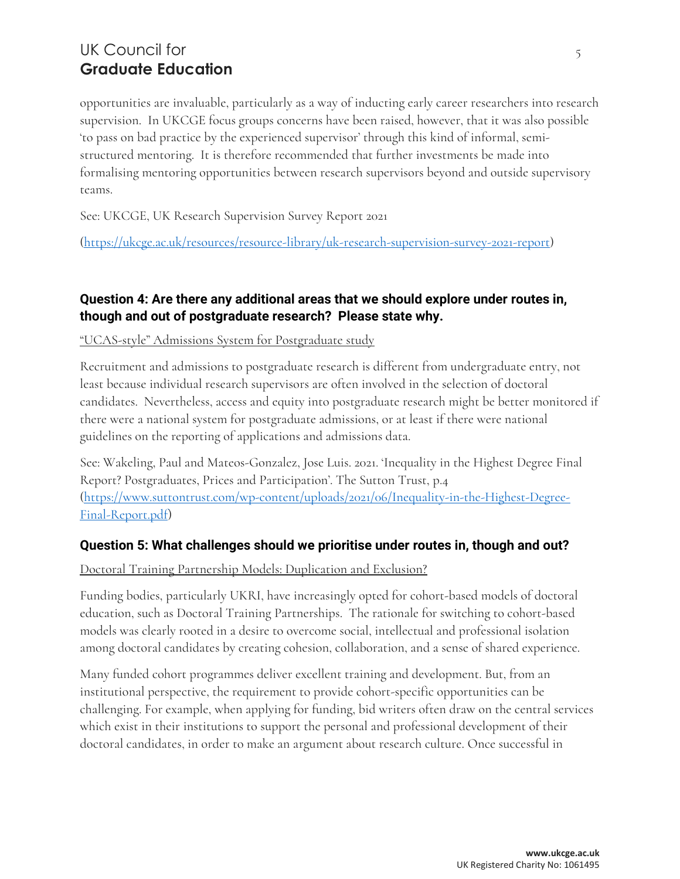opportunities are invaluable, particularly as a way of inducting early career researchers into research supervision. In UKCGE focus groups concerns have been raised, however, that it was also possible 'to pass on bad practice by the experienced supervisor' through this kind of informal, semi-structured mentoring. It is therefore recommended that further investments be made into formalising mentoring opportunities between research supervisors beyond and outside supervisory teams.

See: UKCGE, UK Research Supervision Survey Report 2021

(https://ukcge.ac.uk/resources/resource-library/uk-research-supervision-survey-2021-report)

## Question 4: Are there any additional areas that we should explore under routes in, though and out of postgraduate research? Please state why.

"UCAS-style" Admissions System for Postgraduate study

Recruitment and admissions to postgraduate research is different from undergraduate entry, not least because individual research supervisors are often involved in the selection of doctoral candidates. Nevertheless, access and equity into postgraduate research might be better monitored if there were a national system for postgraduate admissions, or at least if there were national guidelines on the reporting of applications and admissions data.

See: Wakeling, Paul and Mateos-Gonzalez, Jose Luis. 2021. 'Inequality in the Highest Degree Final Report? Postgraduates, Prices and Participation'. The Sutton Trust, p.4 (https://www.suttontrust.com/wp-content/uploads/2021/06/Inequality-in-the-Highest-Degree-Final-Report.pdf)

## Question 5: What challenges should we prioritise under routes in, though and out?

Doctoral Training Partnership Models: Duplication and Exclusion?

Funding bodies, particularly UKRI, have increasingly opted for cohort-based models of doctoral education, such as Doctoral Training Partnerships. The rationale for switching to cohort-based models was clearly rooted in a desire to overcome social, intellectual and professional isolation among doctoral candidates by creating cohesion, collaboration, and a sense of shared experience.

Many funded cohort programmes deliver excellent training and development. But, from an institutional perspective, the requirement to provide cohort-specific opportunities can be challenging. For example, when applying for funding, bid writers often draw on the central services which exist in their institutions to support the personal and professional development of their doctoral candidates, in order to make an argument about research culture. Once successful in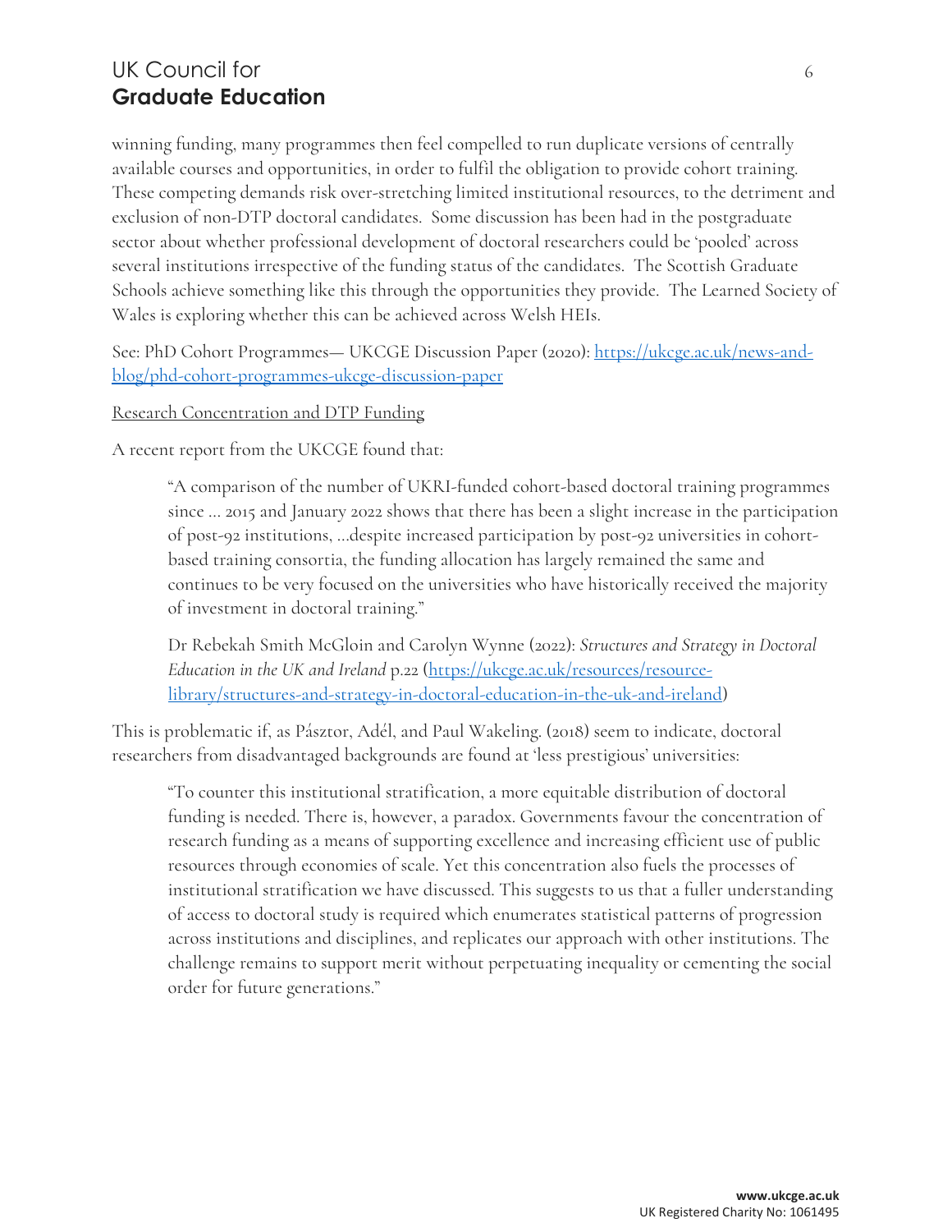winning funding, many programmes then feel compelled to run duplicate versions of centrally available courses and opportunities, in order to fulfil the obligation to provide cohort training. These competing demands risk over-stretching limited institutional resources, to the detriment and exclusion of non-DTP doctoral candidates. Some discussion has been had in the postgraduate sector about whether professional development of doctoral researchers could be 'pooled' across several institutions irrespective of the funding status of the candidates. The Scottish Graduate Schools achieve something like this through the opportunities they provide. The Learned Society of Wales is exploring whether this can be achieved across Welsh HEIs.

See: PhD Cohort Programmes— UKCGE Discussion Paper (2020): [https://ukcge.ac.uk/news-and-blog/phd-cohort-programmes-ukcge-discussion-paper](https://ukcge.ac.uk/news-and-blog/phd-cohort-programmes-ukcge-discussion-paper)

Research Concentration and DTP Funding

A recent report from the UKCGE found that:

> "A comparison of the number of UKRI-funded cohort-based doctoral training programmes since … 2015 and January 2022 shows that there has been a slight increase in the participation of post-92 institutions, …despite increased participation by post-92 universities in cohort-based training consortia, the funding allocation has largely remained the same and continues to be very focused on the universities who have historically received the majority of investment in doctoral training."
>
> Dr Rebekah Smith McGloin and Carolyn Wynne (2022): *Structures and Strategy in Doctoral Education in the UK and Ireland* p.22 ([https://ukcge.ac.uk/resources/resource-library/structures-and-strategy-in-doctoral-education-in-the-uk-and-ireland](https://ukcge.ac.uk/resources/resource-library/structures-and-strategy-in-doctoral-education-in-the-uk-and-ireland))

This is problematic if, as Pásztor, Adél, and Paul Wakeling. (2018) seem to indicate, doctoral researchers from disadvantaged backgrounds are found at 'less prestigious' universities:

> "To counter this institutional stratification, a more equitable distribution of doctoral funding is needed. There is, however, a paradox. Governments favour the concentration of research funding as a means of supporting excellence and increasing efficient use of public resources through economies of scale. Yet this concentration also fuels the processes of institutional stratification we have discussed. This suggests to us that a fuller understanding of access to doctoral study is required which enumerates statistical patterns of progression across institutions and disciplines, and replicates our approach with other institutions. The challenge remains to support merit without perpetuating inequality or cementing the social order for future generations."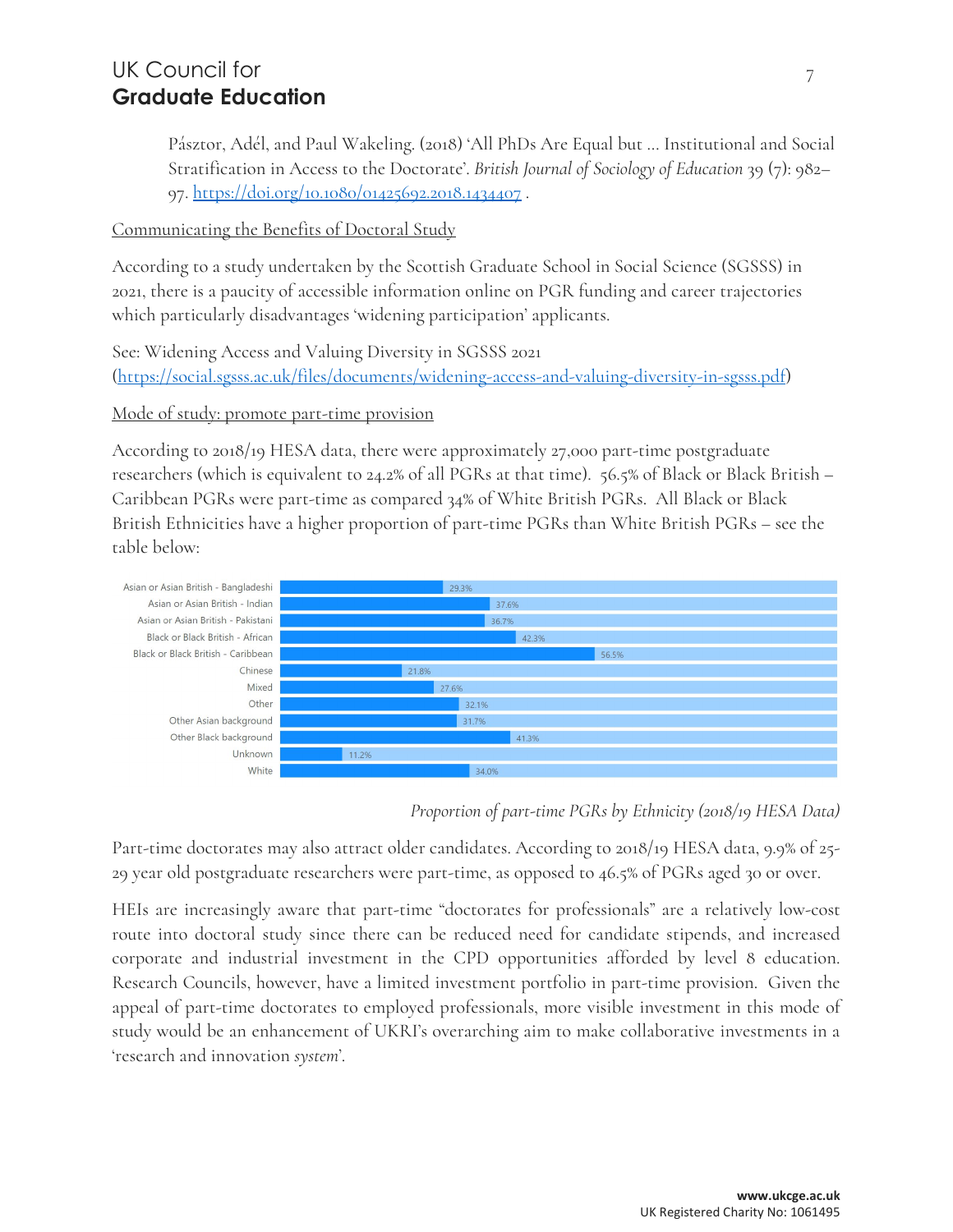Pásztor, Adél, and Paul Wakeling. (2018) 'All PhDs Are Equal but ... Institutional and Social Stratification in Access to the Doctorate'. *British Journal of Sociology of Education* 39 (7): 982–97. https://doi.org/10.1080/01425692.2018.1434407 .

Communicating the Benefits of Doctoral Study

According to a study undertaken by the Scottish Graduate School in Social Science (SGSSS) in 2021, there is a paucity of accessible information online on PGR funding and career trajectories which particularly disadvantages 'widening participation' applicants.

See: Widening Access and Valuing Diversity in SGSSS 2021 (https://social.sgsss.ac.uk/files/documents/widening-access-and-valuing-diversity-in-sgsss.pdf)

Mode of study: promote part-time provision

According to 2018/19 HESA data, there were approximately 27,000 part-time postgraduate researchers (which is equivalent to 24.2% of all PGRs at that time). 56.5% of Black or Black British – Caribbean PGRs were part-time as compared 34% of White British PGRs. All Black or Black British Ethnicities have a higher proportion of part-time PGRs than White British PGRs – see the table below:

| Ethnicity | Proportion part-time |
|---|---|
| Asian or Asian British - Bangladeshi | 29.3% |
| Asian or Asian British - Indian | 37.6% |
| Asian or Asian British - Pakistani | 36.7% |
| Black or Black British - African | 42.3% |
| Black or Black British - Caribbean | 56.5% |
| Chinese | 21.8% |
| Mixed | 27.6% |
| Other | 32.1% |
| Other Asian background | 31.7% |
| Other Black background | 41.3% |
| Unknown | 11.2% |
| White | 34.0% |

*Proportion of part-time PGRs by Ethnicity (2018/19 HESA Data)*

Part-time doctorates may also attract older candidates. According to 2018/19 HESA data, 9.9% of 25-29 year old postgraduate researchers were part-time, as opposed to 46.5% of PGRs aged 30 or over.

HEIs are increasingly aware that part-time "doctorates for professionals" are a relatively low-cost route into doctoral study since there can be reduced need for candidate stipends, and increased corporate and industrial investment in the CPD opportunities afforded by level 8 education. Research Councils, however, have a limited investment portfolio in part-time provision. Given the appeal of part-time doctorates to employed professionals, more visible investment in this mode of study would be an enhancement of UKRI's overarching aim to make collaborative investments in a 'research and innovation *system*'.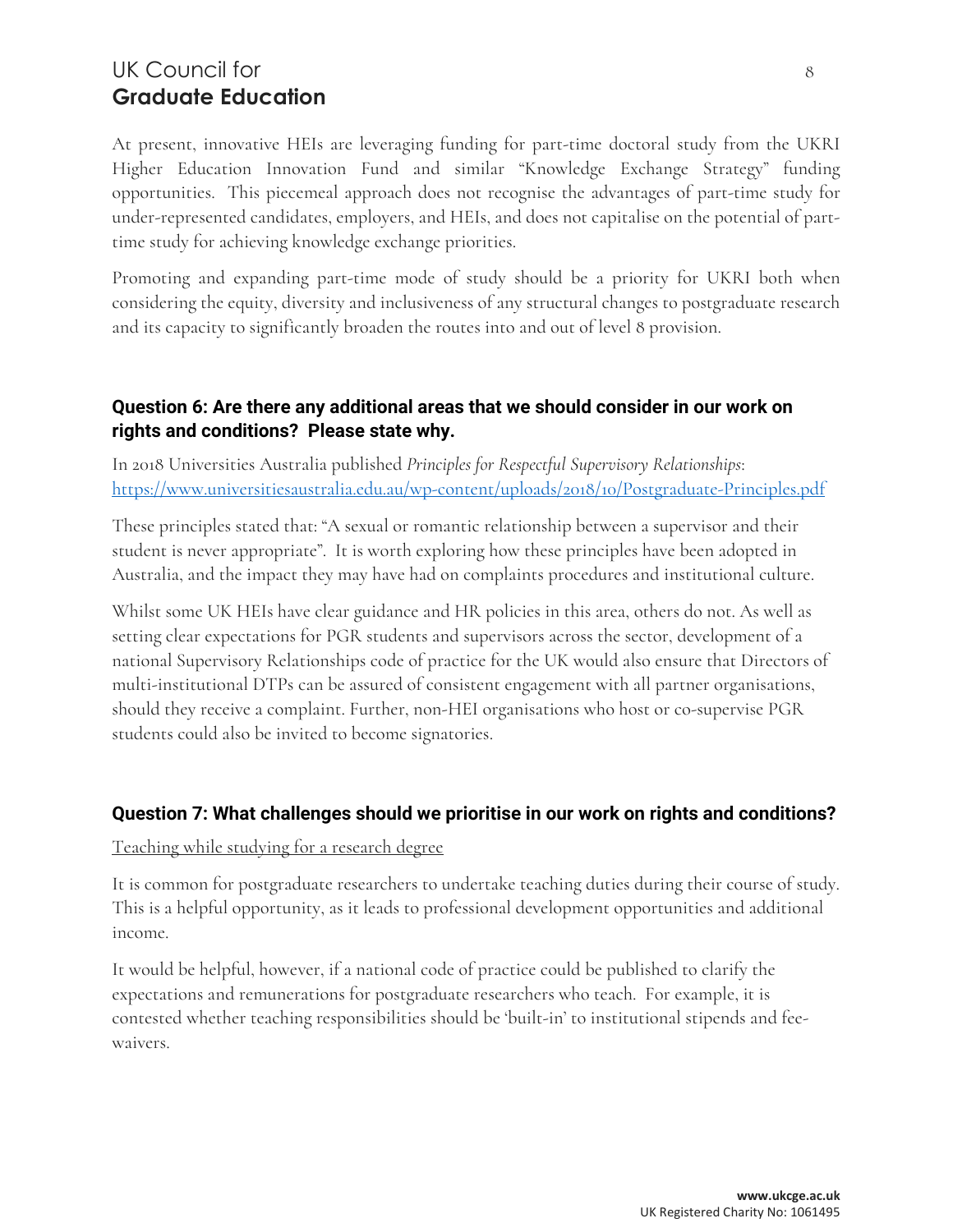At present, innovative HEIs are leveraging funding for part-time doctoral study from the UKRI Higher Education Innovation Fund and similar "Knowledge Exchange Strategy" funding opportunities. This piecemeal approach does not recognise the advantages of part-time study for under-represented candidates, employers, and HEIs, and does not capitalise on the potential of part-time study for achieving knowledge exchange priorities.

Promoting and expanding part-time mode of study should be a priority for UKRI both when considering the equity, diversity and inclusiveness of any structural changes to postgraduate research and its capacity to significantly broaden the routes into and out of level 8 provision.

### Question 6: Are there any additional areas that we should consider in our work on rights and conditions? Please state why.

In 2018 Universities Australia published *Principles for Respectful Supervisory Relationships*: https://www.universitiesaustralia.edu.au/wp-content/uploads/2018/10/Postgraduate-Principles.pdf

These principles stated that: "A sexual or romantic relationship between a supervisor and their student is never appropriate". It is worth exploring how these principles have been adopted in Australia, and the impact they may have had on complaints procedures and institutional culture.

Whilst some UK HEIs have clear guidance and HR policies in this area, others do not. As well as setting clear expectations for PGR students and supervisors across the sector, development of a national Supervisory Relationships code of practice for the UK would also ensure that Directors of multi-institutional DTPs can be assured of consistent engagement with all partner organisations, should they receive a complaint. Further, non-HEI organisations who host or co-supervise PGR students could also be invited to become signatories.

### Question 7: What challenges should we prioritise in our work on rights and conditions?

Teaching while studying for a research degree

It is common for postgraduate researchers to undertake teaching duties during their course of study. This is a helpful opportunity, as it leads to professional development opportunities and additional income.

It would be helpful, however, if a national code of practice could be published to clarify the expectations and remunerations for postgraduate researchers who teach. For example, it is contested whether teaching responsibilities should be 'built-in' to institutional stipends and fee-waivers.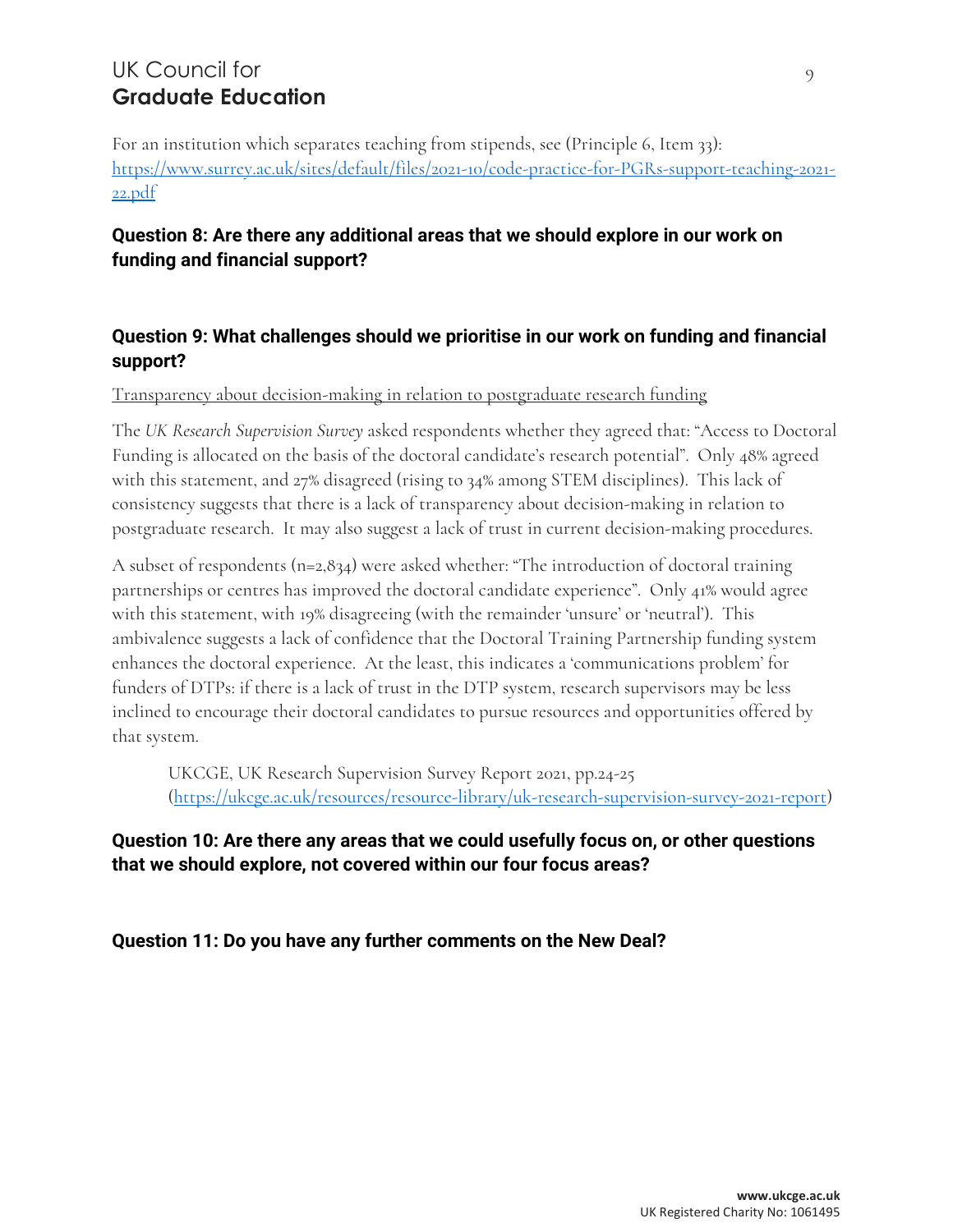For an institution which separates teaching from stipends, see (Principle 6, Item 33): [https://www.surrey.ac.uk/sites/default/files/2021-10/code-practice-for-PGRs-support-teaching-2021-22.pdf](https://www.surrey.ac.uk/sites/default/files/2021-10/code-practice-for-PGRs-support-teaching-2021-22.pdf)

**Question 8: Are there any additional areas that we should explore in our work on funding and financial support?**

**Question 9: What challenges should we prioritise in our work on funding and financial support?**

<u>Transparency about decision-making in relation to postgraduate research funding</u>

The *UK Research Supervision Survey* asked respondents whether they agreed that: "Access to Doctoral Funding is allocated on the basis of the doctoral candidate's research potential". Only 48% agreed with this statement, and 27% disagreed (rising to 34% among STEM disciplines). This lack of consistency suggests that there is a lack of transparency about decision-making in relation to postgraduate research. It may also suggest a lack of trust in current decision-making procedures.

A subset of respondents (n=2,834) were asked whether: "The introduction of doctoral training partnerships or centres has improved the doctoral candidate experience". Only 41% would agree with this statement, with 19% disagreeing (with the remainder 'unsure' or 'neutral'). This ambivalence suggests a lack of confidence that the Doctoral Training Partnership funding system enhances the doctoral experience. At the least, this indicates a 'communications problem' for funders of DTPs: if there is a lack of trust in the DTP system, research supervisors may be less inclined to encourage their doctoral candidates to pursue resources and opportunities offered by that system.

> UKCGE, UK Research Supervision Survey Report 2021, pp.24-25 ([https://ukcge.ac.uk/resources/resource-library/uk-research-supervision-survey-2021-report](https://ukcge.ac.uk/resources/resource-library/uk-research-supervision-survey-2021-report))

**Question 10: Are there any areas that we could usefully focus on, or other questions that we should explore, not covered within our four focus areas?**

**Question 11: Do you have any further comments on the New Deal?**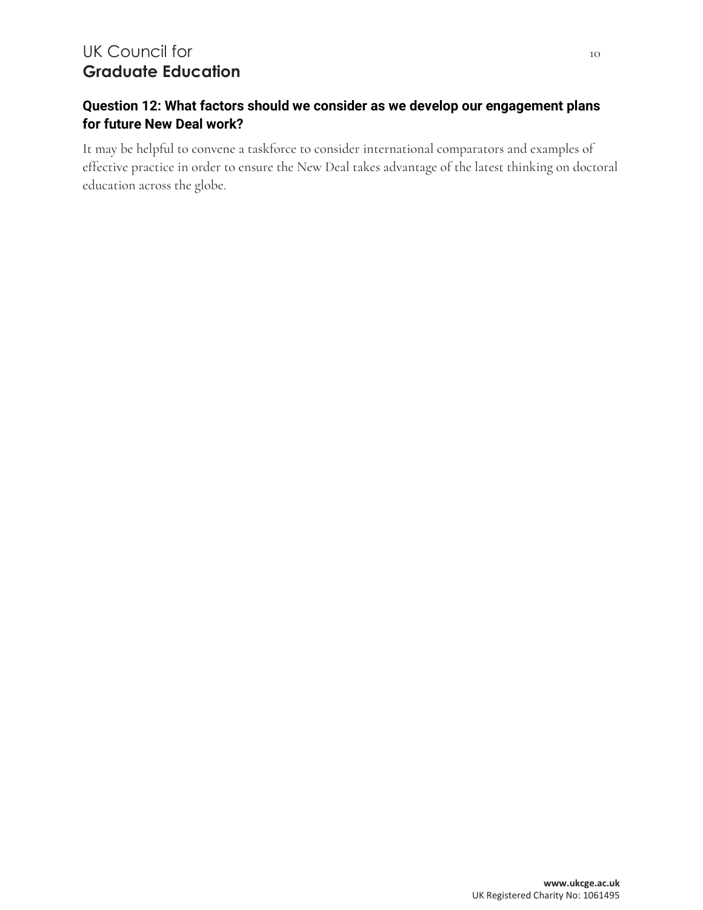### Question 12: What factors should we consider as we develop our engagement plans for future New Deal work?

It may be helpful to convene a taskforce to consider international comparators and examples of effective practice in order to ensure the New Deal takes advantage of the latest thinking on doctoral education across the globe.